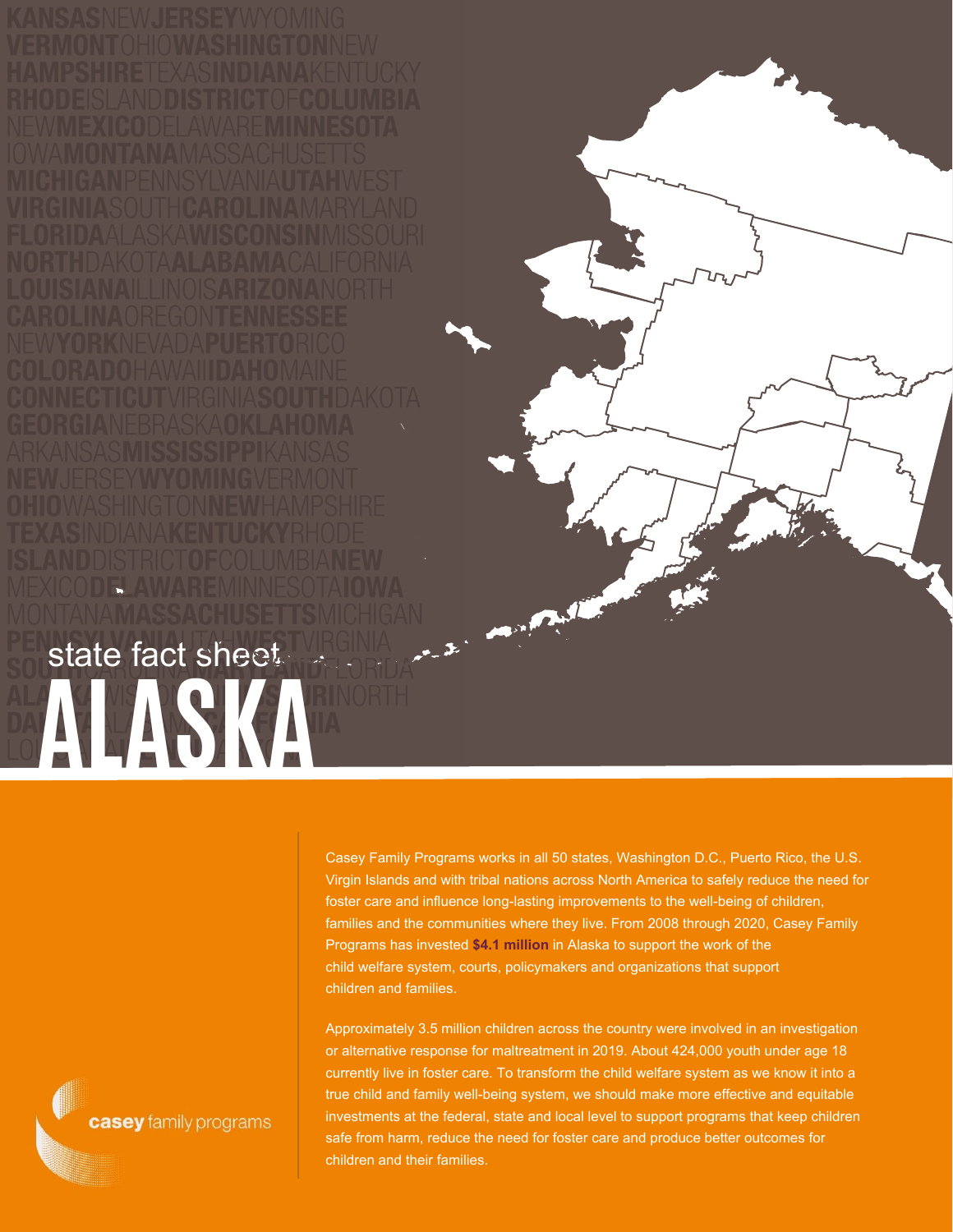state fact sheet

# ALASKA

Casey Family Programs works in all 50 states, Washington D.C., Puerto Rico, the U.S. Virgin Islands and with tribal nations across North America to safely reduce the need for foster care and influence long-lasting improvements to the well-being of children, families and the communities where they live. From 2008 through 2020, Casey Family Programs has invested **$4.1 million** in Alaska to support the work of the child welfare system, courts, policymakers and organizations that support children and families.

Approximately 3.5 million children across the country were involved in an investigation or alternative response for maltreatment in 2019. About 424,000 youth under age 18 currently live in foster care. To transform the child welfare system as we know it into a true child and family well-being system, we should make more effective and equitable investments at the federal, state and local level to support programs that keep children safe from harm, reduce the need for foster care and produce better outcomes for children and their families.

casey family programs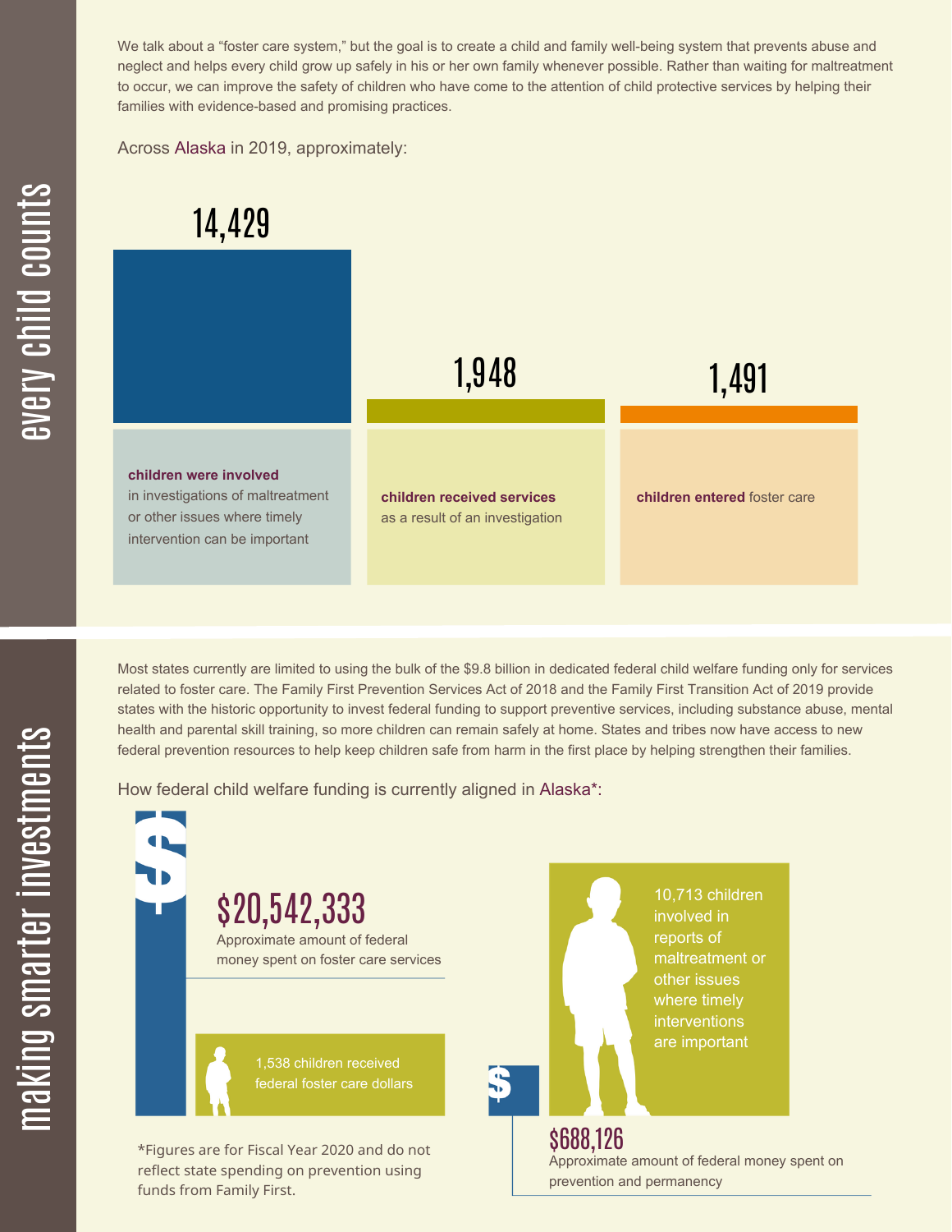# every child counts

We talk about a "foster care system," but the goal is to create a child and family well-being system that prevents abuse and neglect and helps every child grow up safely in his or her own family whenever possible. Rather than waiting for maltreatment to occur, we can improve the safety of children who have come to the attention of child protective services by helping their families with evidence-based and promising practices.

Across Alaska in 2019, approximately:

**14,429**

**children were involved** in investigations of maltreatment or other issues where timely intervention can be important

**1,948**

**children received services** as a result of an investigation

**1,491**

**children entered** foster care

# making smarter investments

Most states currently are limited to using the bulk of the $9.8 billion in dedicated federal child welfare funding only for services related to foster care. The Family First Prevention Services Act of 2018 and the Family First Transition Act of 2019 provide states with the historic opportunity to invest federal funding to support preventive services, including substance abuse, mental health and parental skill training, so more children can remain safely at home. States and tribes now have access to new federal prevention resources to help keep children safe from harm in the first place by helping strengthen their families.

How federal child welfare funding is currently aligned in Alaska*:

**$20,542,333**
Approximate amount of federal money spent on foster care services

1,538 children received federal foster care dollars

10,713 children involved in reports of maltreatment or other issues where timely interventions are important

**$688,126**
Approximate amount of federal money spent on prevention and permanency

*Figures are for Fiscal Year 2020 and do not reflect state spending on prevention using funds from Family First.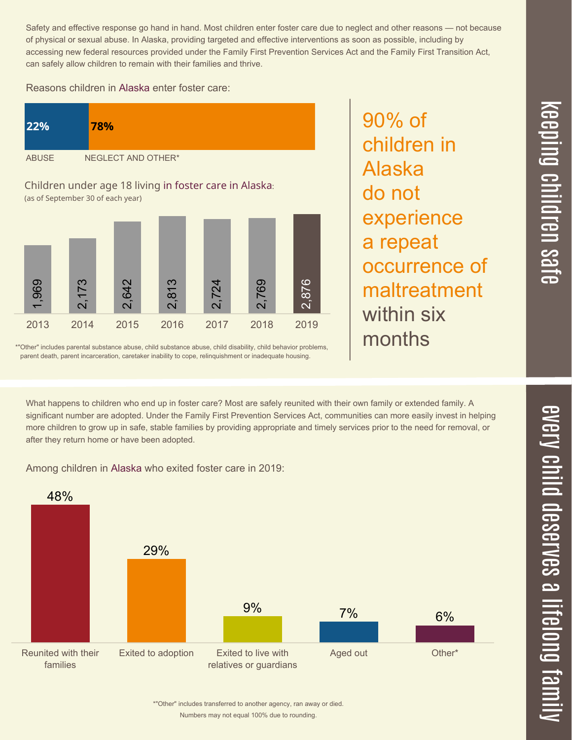## keeping children safe

Safety and effective response go hand in hand. Most children enter foster care due to neglect and other reasons — not because of physical or sexual abuse. In Alaska, providing targeted and effective interventions as soon as possible, including by accessing new federal resources provided under the Family First Prevention Services Act and the Family First Transition Act, can safely allow children to remain with their families and thrive.

Reasons children in Alaska enter foster care:

| ABUSE | NEGLECT AND OTHER* |
|---|---|
| 22% | 78% |

Children under age 18 living in foster care in Alaska:
(as of September 30 of each year)

| 2013 | 2014 | 2015 | 2016 | 2017 | 2018 | 2019 |
|---|---|---|---|---|---|---|
| 1,969 | 2,173 | 2,642 | 2,813 | 2,724 | 2,769 | 2,876 |

*"Other" includes parental substance abuse, child substance abuse, child disability, child behavior problems, parent death, parent incarceration, caretaker inability to cope, relinquishment or inadequate housing.

90% of children in Alaska do not experience a repeat occurrence of maltreatment within six months

## every child deserves a lifelong family

What happens to children who end up in foster care? Most are safely reunited with their own family or extended family. A significant number are adopted. Under the Family First Prevention Services Act, communities can more easily invest in helping more children to grow up in safe, stable families by providing appropriate and timely services prior to the need for removal, or after they return home or have been adopted.

Among children in Alaska who exited foster care in 2019:

| Reunited with their families | Exited to adoption | Exited to live with relatives or guardians | Aged out | Other* |
|---|---|---|---|---|
| 48% | 29% | 9% | 7% | 6% |

*"Other" includes transferred to another agency, ran away or died.
Numbers may not equal 100% due to rounding.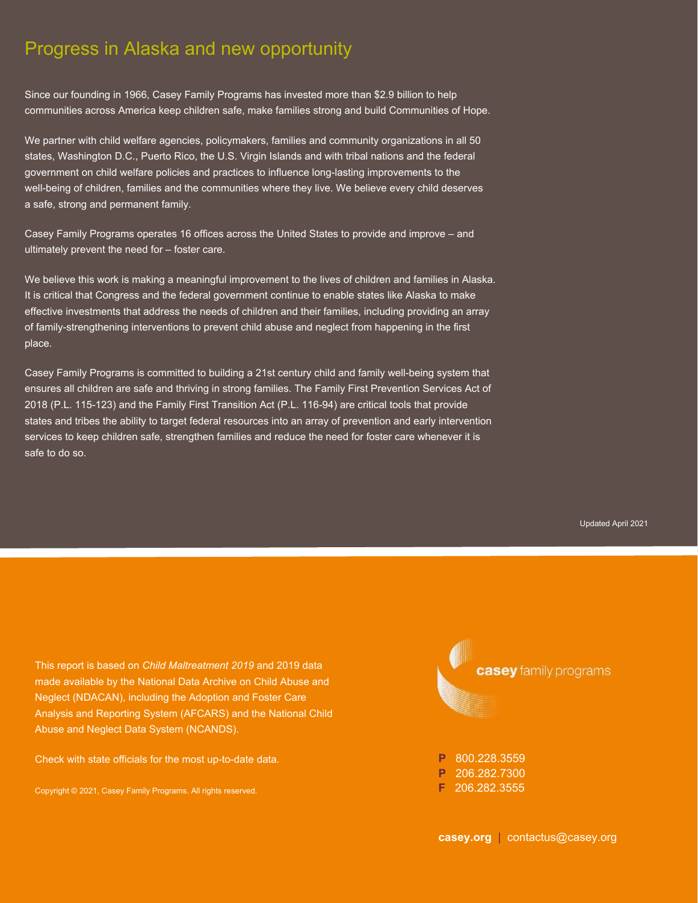## Progress in Alaska and new opportunity

Since our founding in 1966, Casey Family Programs has invested more than $2.9 billion to help communities across America keep children safe, make families strong and build Communities of Hope.

We partner with child welfare agencies, policymakers, families and community organizations in all 50 states, Washington D.C., Puerto Rico, the U.S. Virgin Islands and with tribal nations and the federal government on child welfare policies and practices to influence long-lasting improvements to the well-being of children, families and the communities where they live. We believe every child deserves a safe, strong and permanent family.

Casey Family Programs operates 16 offices across the United States to provide and improve – and ultimately prevent the need for – foster care.

We believe this work is making a meaningful improvement to the lives of children and families in Alaska. It is critical that Congress and the federal government continue to enable states like Alaska to make effective investments that address the needs of children and their families, including providing an array of family-strengthening interventions to prevent child abuse and neglect from happening in the first place.

Casey Family Programs is committed to building a 21st century child and family well-being system that ensures all children are safe and thriving in strong families. The Family First Prevention Services Act of 2018 (P.L. 115-123) and the Family First Transition Act (P.L. 116-94) are critical tools that provide states and tribes the ability to target federal resources into an array of prevention and early intervention services to keep children safe, strengthen families and reduce the need for foster care whenever it is safe to do so.

Updated April 2021

This report is based on *Child Maltreatment 2019* and 2019 data made available by the National Data Archive on Child Abuse and Neglect (NDACAN), including the Adoption and Foster Care Analysis and Reporting System (AFCARS) and the National Child Abuse and Neglect Data System (NCANDS).

Check with state officials for the most up-to-date data.

Copyright © 2021, Casey Family Programs. All rights reserved.

**casey** family programs

**P** 800.228.3559
**P** 206.282.7300
**F** 206.282.3555

**casey.org** | contactus@casey.org